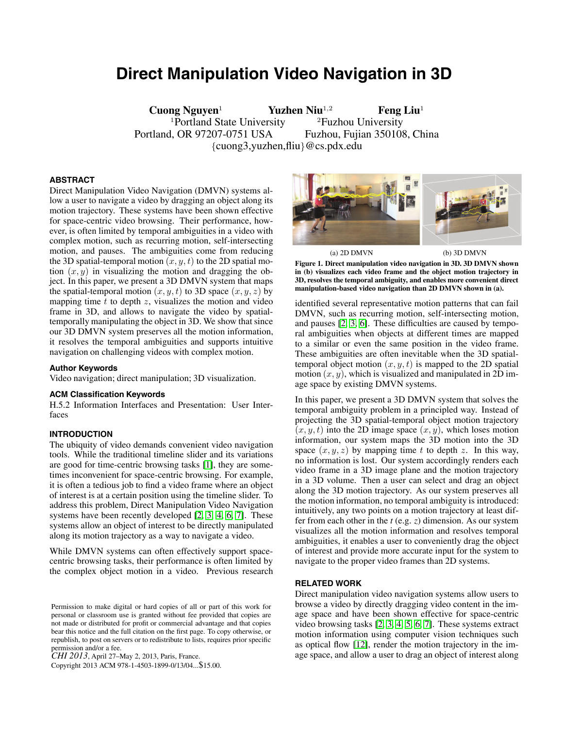# Direct Manipulation Video Navigation in 3D

**Cuong Nguyen**[1] **Yuzhen Niu**[1,2] **Feng Liu**[1]

[1]Portland State University, Portland, OR 97207-0751 USA
[2]Fuzhou University, Fuzhou, Fujian 350108, China

{cuong3,yuzhen,fliu}@cs.pdx.edu

## ABSTRACT

Direct Manipulation Video Navigation (DMVN) systems allow a user to navigate a video by dragging an object along its motion trajectory. These systems have been shown effective for space-centric video browsing. Their performance, however, is often limited by temporal ambiguities in a video with complex motion, such as recurring motion, self-intersecting motion, and pauses. The ambiguities come from reducing the 3D spatial-temporal motion $(x, y, t)$ to the 2D spatial motion $(x, y)$ in visualizing the motion and dragging the object. In this paper, we present a 3D DMVN system that maps the spatial-temporal motion $(x, y, t)$ to 3D space $(x, y, z)$ by mapping time $t$ to depth $z$, visualizes the motion and video frame in 3D, and allows to navigate the video by spatial-temporally manipulating the object in 3D. We show that since our 3D DMVN system preserves all the motion information, it resolves the temporal ambiguities and supports intuitive navigation on challenging videos with complex motion.

### Author Keywords

Video navigation; direct manipulation; 3D visualization.

### ACM Classification Keywords

H.5.2 Information Interfaces and Presentation: User Interfaces

## INTRODUCTION

The ubiquity of video demands convenient video navigation tools. While the traditional timeline slider and its variations are good for time-centric browsing tasks [1], they are sometimes inconvenient for space-centric browsing. For example, it is often a tedious job to find a video frame where an object of interest is at a certain position using the timeline slider. To address this problem, Direct Manipulation Video Navigation systems have been recently developed [2, 3, 4, 6, 7]. These systems allow an object of interest to be directly manipulated along its motion trajectory as a way to navigate a video.

While DMVN systems can often effectively support space-centric browsing tasks, their performance is often limited by the complex object motion in a video. Previous research identified several representative motion patterns that can fail DMVN, such as recurring motion, self-intersecting motion, and pauses [2, 3, 6]. These difficulties are caused by temporal ambiguities when objects at different times are mapped to a similar or even the same position in the video frame. These ambiguities are often inevitable when the 3D spatial-temporal object motion $(x, y, t)$ is mapped to the 2D spatial motion $(x, y)$, which is visualized and manipulated in 2D image space by existing DMVN systems.

(a) 2D DMVN (b) 3D DMVN

**Figure 1. Direct manipulation video navigation in 3D. 3D DMVN shown in (b) visualizes each video frame and the object motion trajectory in 3D, resolves the temporal ambiguity, and enables more convenient direct manipulation-based video navigation than 2D DMVN shown in (a).**

In this paper, we present a 3D DMVN system that solves the temporal ambiguity problem in a principled way. Instead of projecting the 3D spatial-temporal object motion trajectory $(x, y, t)$ into the 2D image space $(x, y)$, which loses motion information, our system maps the 3D motion into the 3D space $(x, y, z)$ by mapping time $t$ to depth $z$. In this way, no information is lost. Our system accordingly renders each video frame in a 3D image plane and the motion trajectory in a 3D volume. Then a user can select and drag an object along the 3D motion trajectory. As our system preserves all the motion information, no temporal ambiguity is introduced: intuitively, any two points on a motion trajectory at least differ from each other in the $t$ (e.g. $z$) dimension. As our system visualizes all the motion information and resolves temporal ambiguities, it enables a user to conveniently drag the object of interest and provide more accurate input for the system to navigate to the proper video frames than 2D systems.

## RELATED WORK

Direct manipulation video navigation systems allow users to browse a video by directly dragging video content in the image space and have been shown effective for space-centric video browsing tasks [2, 3, 4, 5, 6, 7]. These systems extract motion information using computer vision techniques such as optical flow [12], render the motion trajectory in the image space, and allow a user to drag an object of interest along

Permission to make digital or hard copies of all or part of this work for personal or classroom use is granted without fee provided that copies are not made or distributed for profit or commercial advantage and that copies bear this notice and the full citation on the first page. To copy otherwise, or republish, to post on servers or to redistribute to lists, requires prior specific permission and/or a fee.
*CHI 2013*, April 27–May 2, 2013, Paris, France.
Copyright 2013 ACM 978-1-4503-1899-0/13/04...$15.00.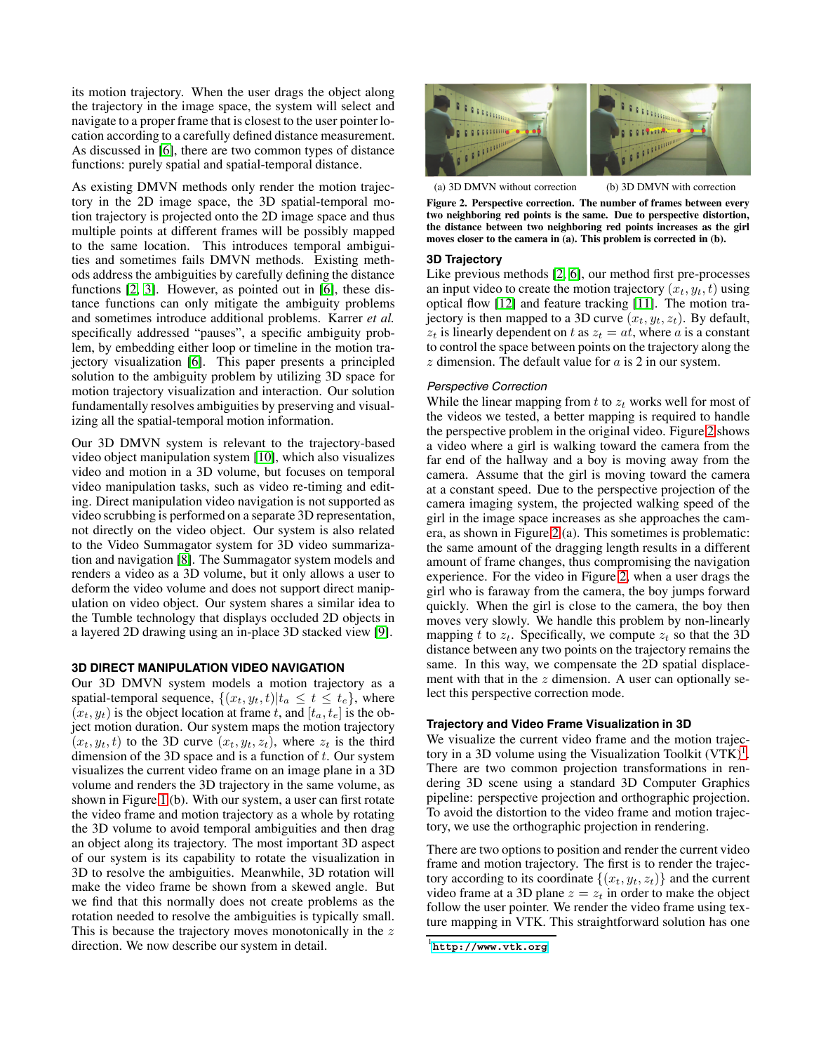its motion trajectory. When the user drags the object along the trajectory in the image space, the system will select and navigate to a proper frame that is closest to the user pointer location according to a carefully defined distance measurement. As discussed in [6], there are two common types of distance functions: purely spatial and spatial-temporal distance.

As existing DMVN methods only render the motion trajectory in the 2D image space, the 3D spatial-temporal motion trajectory is projected onto the 2D image space and thus multiple points at different frames will be possibly mapped to the same location. This introduces temporal ambiguities and sometimes fails DMVN methods. Existing methods address the ambiguities by carefully defining the distance functions [2, 3]. However, as pointed out in [6], these distance functions can only mitigate the ambiguity problems and sometimes introduce additional problems. Karrer *et al.* specifically addressed "pauses", a specific ambiguity problem, by embedding either loop or timeline in the motion trajectory visualization [6]. This paper presents a principled solution to the ambiguity problem by utilizing 3D space for motion trajectory visualization and interaction. Our solution fundamentally resolves ambiguities by preserving and visualizing all the spatial-temporal motion information.

Our 3D DMVN system is relevant to the trajectory-based video object manipulation system [10], which also visualizes video and motion in a 3D volume, but focuses on temporal video manipulation tasks, such as video re-timing and editing. Direct manipulation video navigation is not supported as video scrubbing is performed on a separate 3D representation, not directly on the video object. Our system is also related to the Video Summagator system for 3D video summarization and navigation [8]. The Summagator system models and renders a video as a 3D volume, but it only allows a user to deform the video volume and does not support direct manipulation on video object. Our system shares a similar idea to the Tumble technology that displays occluded 2D objects in a layered 2D drawing using an in-place 3D stacked view [9].

## 3D DIRECT MANIPULATION VIDEO NAVIGATION

Our 3D DMVN system models a motion trajectory as a spatial-temporal sequence, $\{(x_t, y_t, t) | t_a \leq t \leq t_e\}$, where $(x_t, y_t)$ is the object location at frame $t$, and $[t_a, t_e]$ is the object motion duration. Our system maps the motion trajectory $(x_t, y_t, t)$ to the 3D curve $(x_t, y_t, z_t)$, where $z_t$ is the third dimension of the 3D space and is a function of $t$. Our system visualizes the current video frame on an image plane in a 3D volume and renders the 3D trajectory in the same volume, as shown in Figure 1(b). With our system, a user can first rotate the video frame and motion trajectory as a whole by rotating the 3D volume to avoid temporal ambiguities and then drag an object along its trajectory. The most important 3D aspect of our system is its capability to rotate the visualization in 3D to resolve the ambiguities. Meanwhile, 3D rotation will make the video frame be shown from a skewed angle. But we find that this normally does not create problems as the rotation needed to resolve the ambiguities is typically small. This is because the trajectory moves monotonically in the $z$ direction. We now describe our system in detail.

(a) 3D DMVN without correction (b) 3D DMVN with correction

**Figure 2. Perspective correction. The number of frames between every two neighboring red points is the same. Due to perspective distortion, the distance between two neighboring red points increases as the girl moves closer to the camera in (a). This problem is corrected in (b).**

### 3D Trajectory

Like previous methods [2, 6], our method first pre-processes an input video to create the motion trajectory $(x_t, y_t, t)$ using optical flow [12] and feature tracking [11]. The motion trajectory is then mapped to a 3D curve $(x_t, y_t, z_t)$. By default, $z_t$ is linearly dependent on $t$ as $z_t = at$, where $a$ is a constant to control the space between points on the trajectory along the $z$ dimension. The default value for $a$ is 2 in our system.

#### *Perspective Correction*

While the linear mapping from $t$ to $z_t$ works well for most of the videos we tested, a better mapping is required to handle the perspective problem in the original video. Figure 2 shows a video where a girl is walking toward the camera from the far end of the hallway and a boy is moving away from the camera. Assume that the girl is moving toward the camera at a constant speed. Due to the perspective projection of the camera imaging system, the projected walking speed of the girl in the image space increases as she approaches the camera, as shown in Figure 2(a). This sometimes is problematic: the same amount of the dragging length results in a different amount of frame changes, thus compromising the navigation experience. For the video in Figure 2, when a user drags the girl who is faraway from the camera, the boy jumps forward quickly. When the girl is close to the camera, the boy then moves very slowly. We handle this problem by non-linearly mapping $t$ to $z_t$. Specifically, we compute $z_t$ so that the 3D distance between any two points on the trajectory remains the same. In this way, we compensate the 2D spatial displacement with that in the $z$ dimension. A user can optionally select this perspective correction mode.

### Trajectory and Video Frame Visualization in 3D

We visualize the current video frame and the motion trajectory in a 3D volume using the Visualization Toolkit (VTK)[1]. There are two common projection transformations in rendering 3D scene using a standard 3D Computer Graphics pipeline: perspective projection and orthographic projection. To avoid the distortion to the video frame and motion trajectory, we use the orthographic projection in rendering.

There are two options to position and render the current video frame and motion trajectory. The first is to render the trajectory according to its coordinate $\{(x_t, y_t, z_t)\}$ and the current video frame at a 3D plane $z = z_t$ in order to make the object follow the user pointer. We render the video frame using texture mapping in VTK. This straightforward solution has one

[1] http://www.vtk.org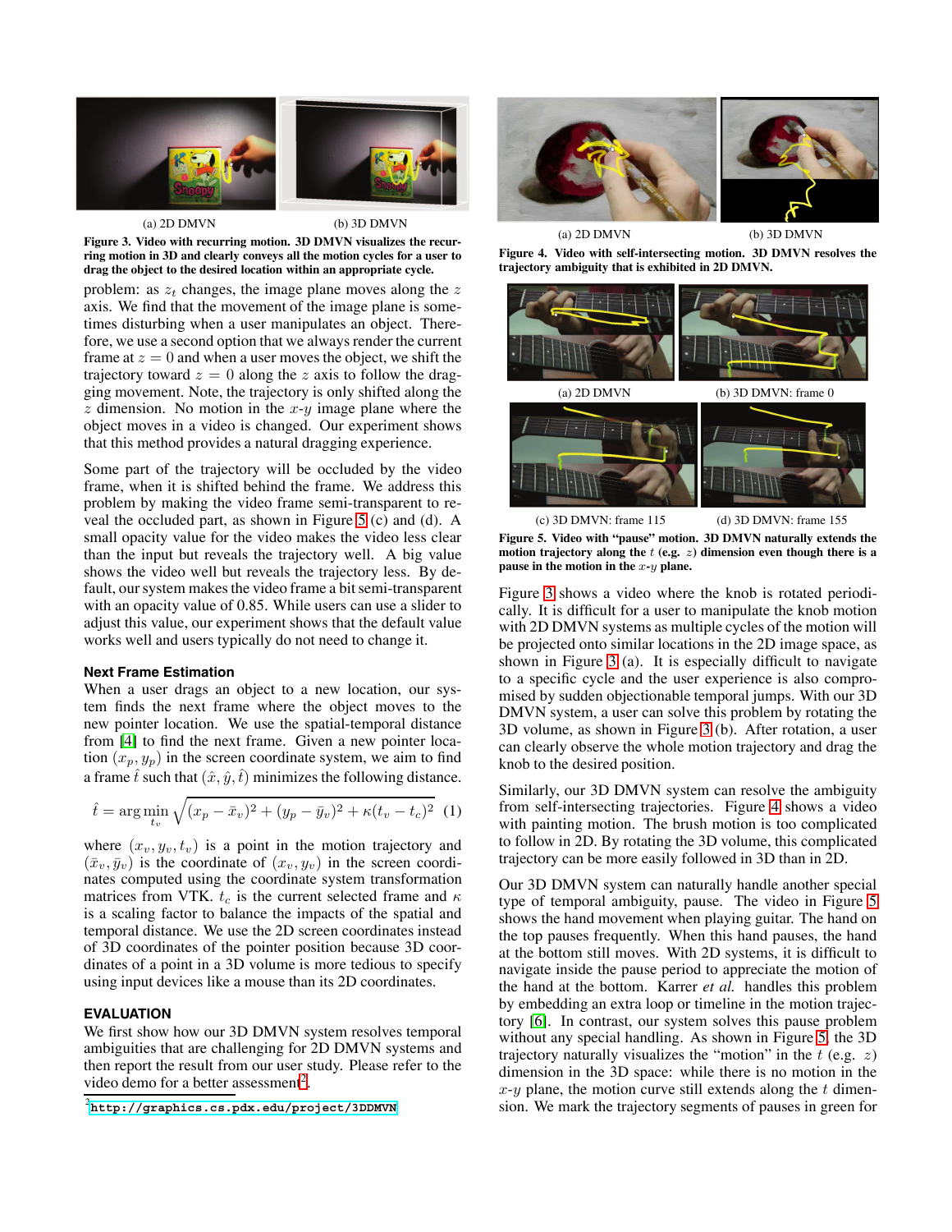(a) 2D DMVN (b) 3D DMVN

**Figure 3. Video with recurring motion. 3D DMVN visualizes the recurring motion in 3D and clearly conveys all the motion cycles for a user to drag the object to the desired location within an appropriate cycle.**

problem: as $z_t$ changes, the image plane moves along the $z$ axis. We find that the movement of the image plane is sometimes disturbing when a user manipulates an object. Therefore, we use a second option that we always render the current frame at $z = 0$ and when a user moves the object, we shift the trajectory toward $z = 0$ along the $z$ axis to follow the dragging movement. Note, the trajectory is only shifted along the $z$ dimension. No motion in the $x$-$y$ image plane where the object moves in a video is changed. Our experiment shows that this method provides a natural dragging experience.

Some part of the trajectory will be occluded by the video frame, when it is shifted behind the frame. We address this problem by making the video frame semi-transparent to reveal the occluded part, as shown in Figure 5 (c) and (d). A small opacity value for the video makes the video less clear than the input but reveals the trajectory well. A big value shows the video well but reveals the trajectory less. By default, our system makes the video frame a bit semi-transparent with an opacity value of 0.85. While users can use a slider to adjust this value, our experiment shows that the default value works well and users typically do not need to change it.

### Next Frame Estimation

When a user drags an object to a new location, our system finds the next frame where the object moves to the new pointer location. We use the spatial-temporal distance from [4] to find the next frame. Given a new pointer location $(x_p, y_p)$ in the screen coordinate system, we aim to find a frame $\hat{t}$ such that $(\hat{x}, \hat{y}, \hat{t})$ minimizes the following distance.

$$\hat{t} = \arg\min_{t_v} \sqrt{(x_p - \bar{x}_v)^2 + (y_p - \bar{y}_v)^2 + \kappa(t_v - t_c)^2} \quad (1)$$

where $(x_v, y_v, t_v)$ is a point in the motion trajectory and $(\bar{x}_v, \bar{y}_v)$ is the coordinate of $(x_v, y_v)$ in the screen coordinates computed using the coordinate system transformation matrices from VTK. $t_c$ is the current selected frame and $\kappa$ is a scaling factor to balance the impacts of the spatial and temporal distance. We use the 2D screen coordinates instead of 3D coordinates of the pointer position because 3D coordinates of a point in a 3D volume is more tedious to specify using input devices like a mouse than its 2D coordinates.

## EVALUATION

We first show how our 3D DMVN system resolves temporal ambiguities that are challenging for 2D DMVN systems and then report the result from our user study. Please refer to the video demo for a better assessment[2].

[2] http://graphics.cs.pdx.edu/project/3DDMVN

(a) 2D DMVN (b) 3D DMVN

**Figure 4. Video with self-intersecting motion. 3D DMVN resolves the trajectory ambiguity that is exhibited in 2D DMVN.**

(a) 2D DMVN (b) 3D DMVN: frame 0

(c) 3D DMVN: frame 115 (d) 3D DMVN: frame 155

**Figure 5. Video with "pause" motion. 3D DMVN naturally extends the motion trajectory along the $t$ (e.g. $z$) dimension even though there is a pause in the motion in the $x$-$y$ plane.**

Figure 3 shows a video where the knob is rotated periodically. It is difficult for a user to manipulate the knob motion with 2D DMVN systems as multiple cycles of the motion will be projected onto similar locations in the 2D image space, as shown in Figure 3 (a). It is especially difficult to navigate to a specific cycle and the user experience is also compromised by sudden objectionable temporal jumps. With our 3D DMVN system, a user can solve this problem by rotating the 3D volume, as shown in Figure 3 (b). After rotation, a user can clearly observe the whole motion trajectory and drag the knob to the desired position.

Similarly, our 3D DMVN system can resolve the ambiguity from self-intersecting trajectories. Figure 4 shows a video with painting motion. The brush motion is too complicated to follow in 2D. By rotating the 3D volume, this complicated trajectory can be more easily followed in 3D than in 2D.

Our 3D DMVN system can naturally handle another special type of temporal ambiguity, pause. The video in Figure 5 shows the hand movement when playing guitar. The hand on the top pauses frequently. When this hand pauses, the hand at the bottom still moves. With 2D systems, it is difficult to navigate inside the pause period to appreciate the motion of the hand at the bottom. Karrer *et al.* handles this problem by embedding an extra loop or timeline in the motion trajectory [6]. In contrast, our system solves this pause problem without any special handling. As shown in Figure 5, the 3D trajectory naturally visualizes the "motion" in the $t$ (e.g. $z$) dimension in the 3D space: while there is no motion in the $x$-$y$ plane, the motion curve still extends along the $t$ dimension. We mark the trajectory segments of pauses in green for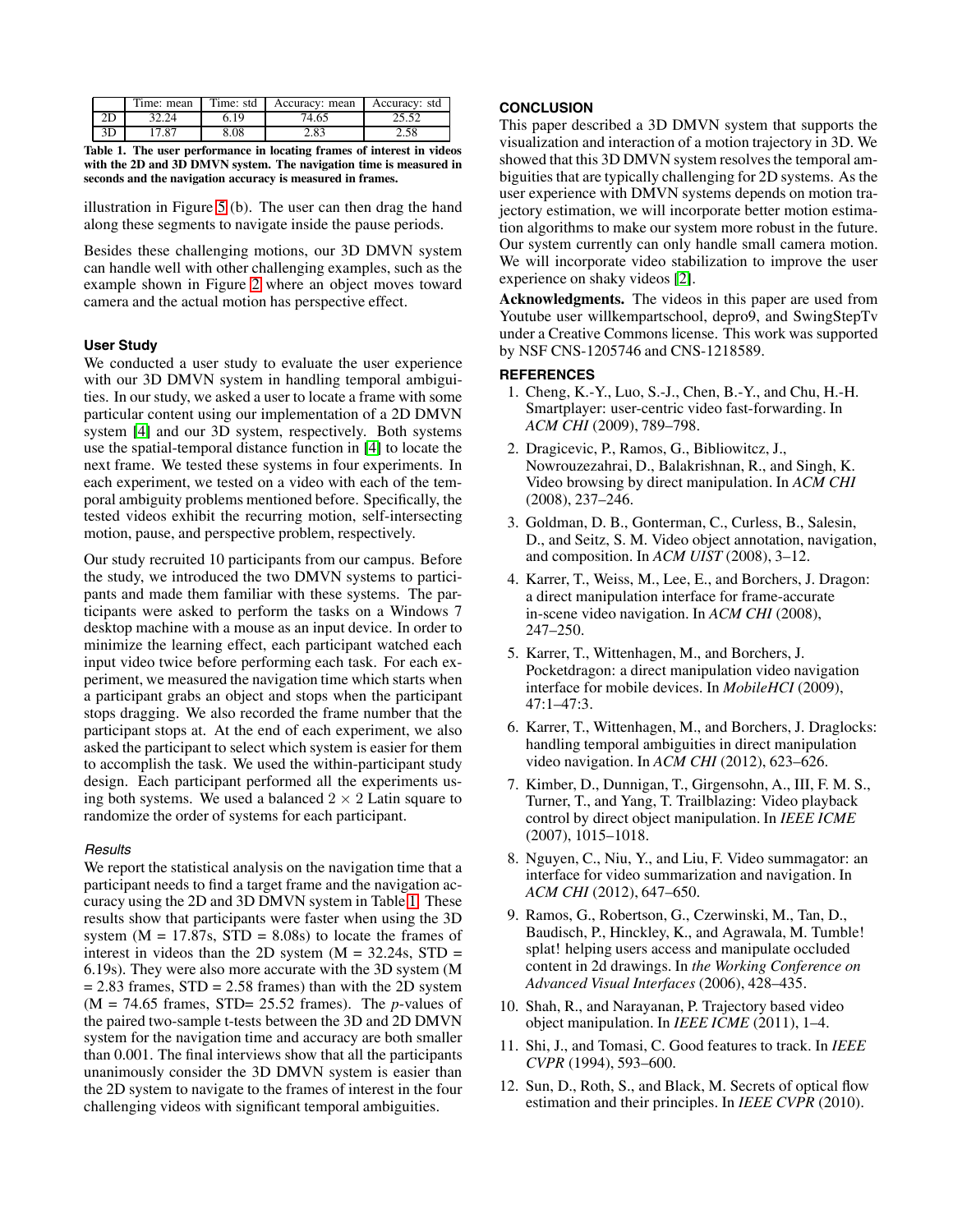| | Time: mean | Time: std | Accuracy: mean | Accuracy: std |
|---|---|---|---|---|
| 2D | 32.24 | 6.19 | 74.65 | 25.52 |
| 3D | 17.87 | 8.08 | 2.83 | 2.58 |

**Table 1. The user performance in locating frames of interest in videos with the 2D and 3D DMVN system. The navigation time is measured in seconds and the navigation accuracy is measured in frames.**

illustration in Figure 5 (b). The user can then drag the hand along these segments to navigate inside the pause periods.

Besides these challenging motions, our 3D DMVN system can handle well with other challenging examples, such as the example shown in Figure 2 where an object moves toward camera and the actual motion has perspective effect.

### User Study

We conducted a user study to evaluate the user experience with our 3D DMVN system in handling temporal ambiguities. In our study, we asked a user to locate a frame with some particular content using our implementation of a 2D DMVN system [4] and our 3D system, respectively. Both systems use the spatial-temporal distance function in [4] to locate the next frame. We tested these systems in four experiments. In each experiment, we tested on a video with each of the temporal ambiguity problems mentioned before. Specifically, the tested videos exhibit the recurring motion, self-intersecting motion, pause, and perspective problem, respectively.

Our study recruited 10 participants from our campus. Before the study, we introduced the two DMVN systems to participants and made them familiar with these systems. The participants were asked to perform the tasks on a Windows 7 desktop machine with a mouse as an input device. In order to minimize the learning effect, each participant watched each input video twice before performing each task. For each experiment, we measured the navigation time which starts when a participant grabs an object and stops when the participant stops dragging. We also recorded the frame number that the participant stops at. At the end of each experiment, we also asked the participant to select which system is easier for them to accomplish the task. We used the within-participant study design. Each participant performed all the experiments using both systems. We used a balanced $2 \times 2$ Latin square to randomize the order of systems for each participant.

#### *Results*

We report the statistical analysis on the navigation time that a participant needs to find a target frame and the navigation accuracy using the 2D and 3D DMVN system in Table 1. These results show that participants were faster when using the 3D system (M = 17.87s, STD = 8.08s) to locate the frames of interest in videos than the 2D system (M = 32.24s, STD = 6.19s). They were also more accurate with the 3D system (M = 2.83 frames, STD = 2.58 frames) than with the 2D system (M = 74.65 frames, STD= 25.52 frames). The $p$-values of the paired two-sample t-tests between the 3D and 2D DMVN system for the navigation time and accuracy are both smaller than 0.001. The final interviews show that all the participants unanimously consider the 3D DMVN system is easier than the 2D system to navigate to the frames of interest in the four challenging videos with significant temporal ambiguities.

### CONCLUSION

This paper described a 3D DMVN system that supports the visualization and interaction of a motion trajectory in 3D. We showed that this 3D DMVN system resolves the temporal ambiguities that are typically challenging for 2D systems. As the user experience with DMVN systems depends on motion trajectory estimation, we will incorporate better motion estimation algorithms to make our system more robust in the future. Our system currently can only handle small camera motion. We will incorporate video stabilization to improve the user experience on shaky videos [2].

**Acknowledgments.** The videos in this paper are used from Youtube user willkempartschool, depro9, and SwingStepTv under a Creative Commons license. This work was supported by NSF CNS-1205746 and CNS-1218589.

### REFERENCES

1. Cheng, K.-Y., Luo, S.-J., Chen, B.-Y., and Chu, H.-H. Smartplayer: user-centric video fast-forwarding. In *ACM CHI* (2009), 789–798.
2. Dragicevic, P., Ramos, G., Bibliowitcz, J., Nowrouzezahrai, D., Balakrishnan, R., and Singh, K. Video browsing by direct manipulation. In *ACM CHI* (2008), 237–246.
3. Goldman, D. B., Gonterman, C., Curless, B., Salesin, D., and Seitz, S. M. Video object annotation, navigation, and composition. In *ACM UIST* (2008), 3–12.
4. Karrer, T., Weiss, M., Lee, E., and Borchers, J. Dragon: a direct manipulation interface for frame-accurate in-scene video navigation. In *ACM CHI* (2008), 247–250.
5. Karrer, T., Wittenhagen, M., and Borchers, J. Pocketdragon: a direct manipulation video navigation interface for mobile devices. In *MobileHCI* (2009), 47:1–47:3.
6. Karrer, T., Wittenhagen, M., and Borchers, J. Draglocks: handling temporal ambiguities in direct manipulation video navigation. In *ACM CHI* (2012), 623–626.
7. Kimber, D., Dunnigan, T., Girgensohn, A., III, F. M. S., Turner, T., and Yang, T. Trailblazing: Video playback control by direct object manipulation. In *IEEE ICME* (2007), 1015–1018.
8. Nguyen, C., Niu, Y., and Liu, F. Video summagator: an interface for video summarization and navigation. In *ACM CHI* (2012), 647–650.
9. Ramos, G., Robertson, G., Czerwinski, M., Tan, D., Baudisch, P., Hinckley, K., and Agrawala, M. Tumble! splat! helping users access and manipulate occluded content in 2d drawings. In *the Working Conference on Advanced Visual Interfaces* (2006), 428–435.
10. Shah, R., and Narayanan, P. Trajectory based video object manipulation. In *IEEE ICME* (2011), 1–4.
11. Shi, J., and Tomasi, C. Good features to track. In *IEEE CVPR* (1994), 593–600.
12. Sun, D., Roth, S., and Black, M. Secrets of optical flow estimation and their principles. In *IEEE CVPR* (2010).